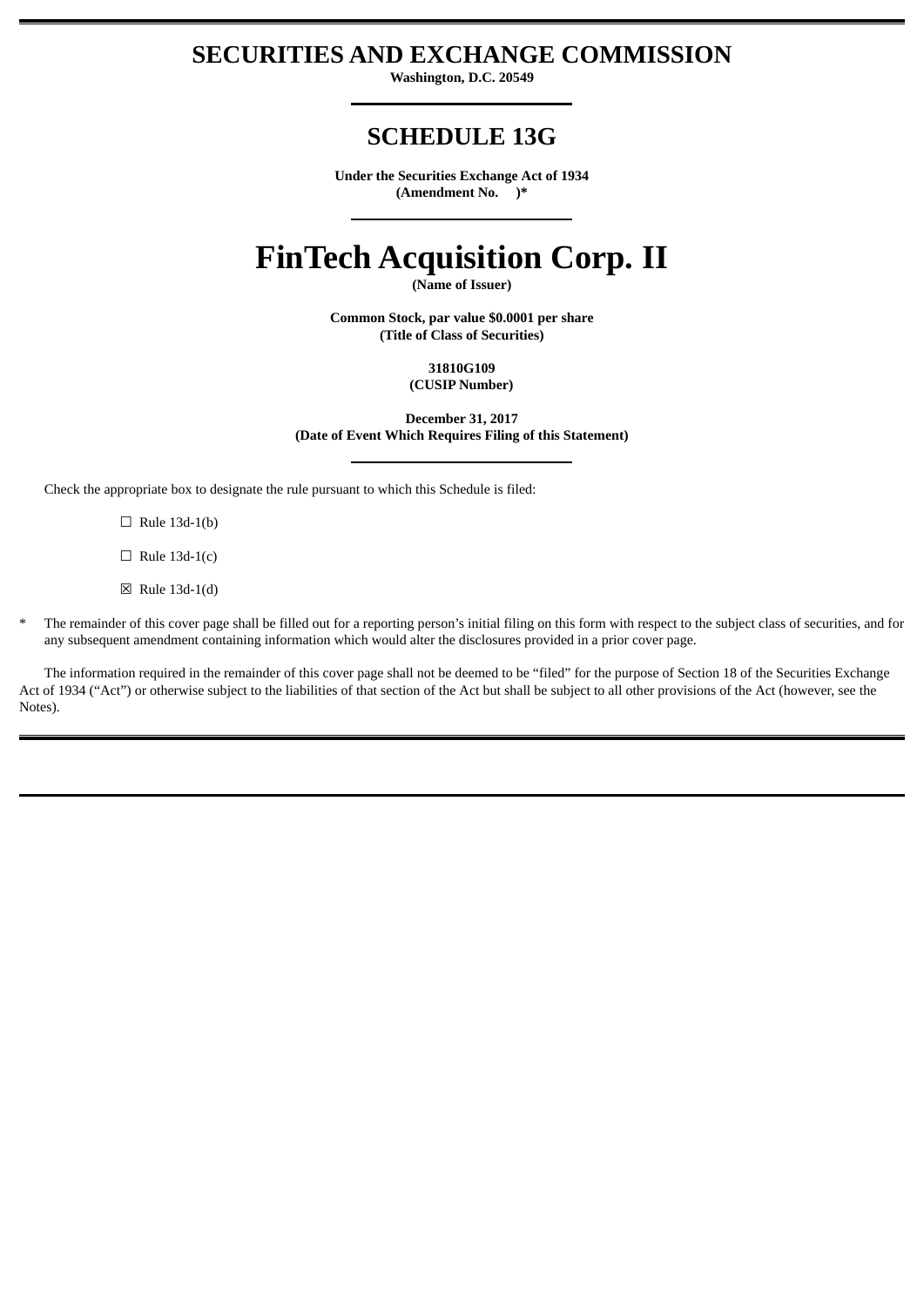# SECURITIES AND EXCHANGE COMMISSION

**Washington, D.C. 20549**

## SCHEDULE 13G

**Under the Securities Exchange Act of 1934**
**(Amendment No. )***

# FinTech Acquisition Corp. II

**(Name of Issuer)**

**Common Stock, par value $0.0001 per share**
**(Title of Class of Securities)**

**31810G109**
**(CUSIP Number)**

**December 31, 2017**
**(Date of Event Which Requires Filing of this Statement)**

Check the appropriate box to designate the rule pursuant to which this Schedule is filed:

☐ Rule 13d-1(b)

☐ Rule 13d-1(c)

☒ Rule 13d-1(d)

\* The remainder of this cover page shall be filled out for a reporting person's initial filing on this form with respect to the subject class of securities, and for any subsequent amendment containing information which would alter the disclosures provided in a prior cover page.

The information required in the remainder of this cover page shall not be deemed to be "filed" for the purpose of Section 18 of the Securities Exchange Act of 1934 ("Act") or otherwise subject to the liabilities of that section of the Act but shall be subject to all other provisions of the Act (however, see the Notes).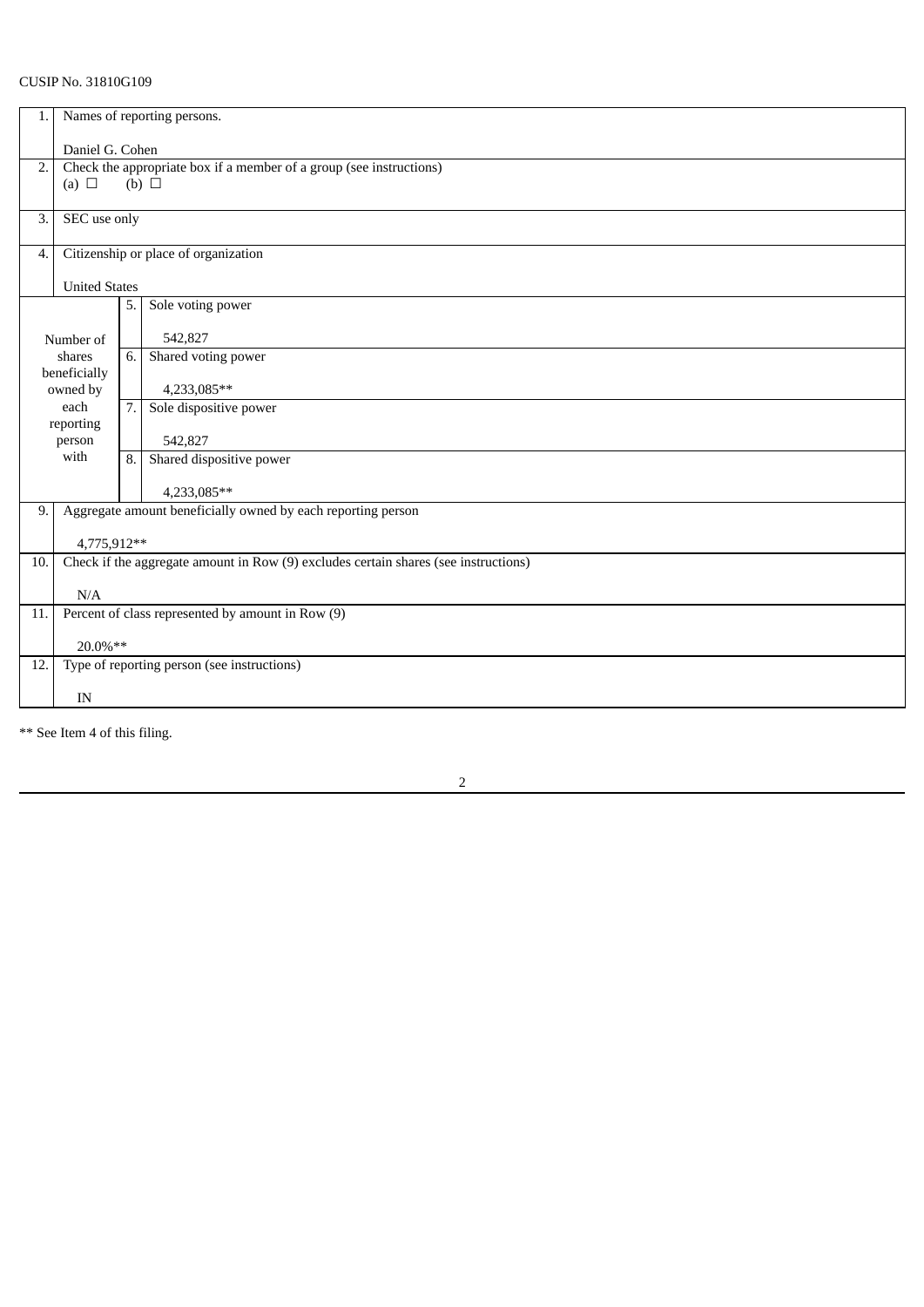CUSIP No. 31810G109

| | | | |
|---|---|---|---|
| 1. | Names of reporting persons.<br><br>Daniel G. Cohen | | |
| 2. | Check the appropriate box if a member of a group (see instructions)<br>(a) ☐ (b) ☐ | | |
| 3. | SEC use only | | |
| 4. | Citizenship or place of organization<br><br>United States | | |
| Number of shares beneficially owned by each reporting person with | | 5. | Sole voting power<br><br>542,827 |
| | | 6. | Shared voting power<br><br>4,233,085** |
| | | 7. | Sole dispositive power<br><br>542,827 |
| | | 8. | Shared dispositive power<br><br>4,233,085** |
| 9. | Aggregate amount beneficially owned by each reporting person<br><br>4,775,912** | | |
| 10. | Check if the aggregate amount in Row (9) excludes certain shares (see instructions)<br><br>N/A | | |
| 11. | Percent of class represented by amount in Row (9)<br><br>20.0%** | | |
| 12. | Type of reporting person (see instructions)<br><br>IN | | |

** See Item 4 of this filing.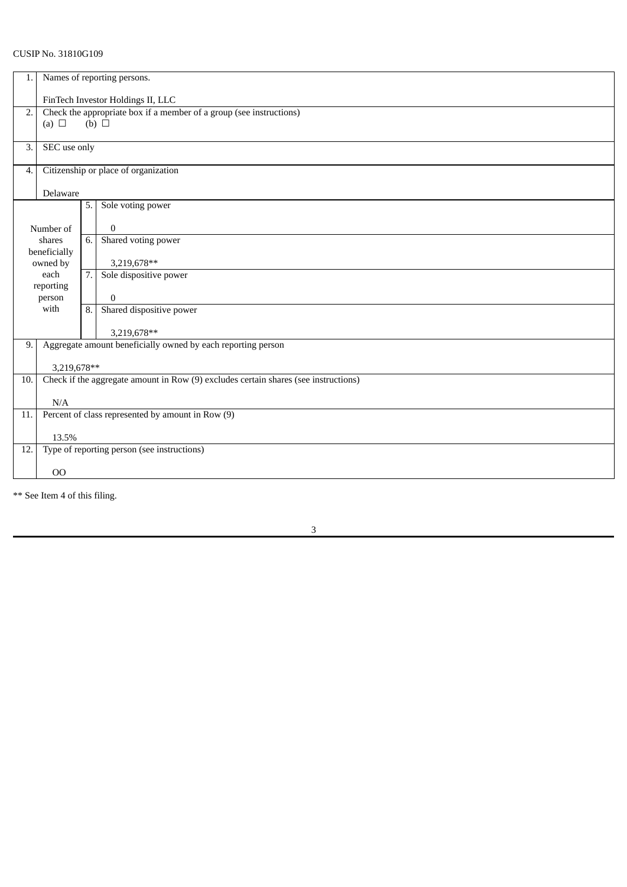CUSIP No. 31810G109

| | | | |
|---|---|---|---|
| 1. | Names of reporting persons.<br><br>FinTech Investor Holdings II, LLC | | |
| 2. | Check the appropriate box if a member of a group (see instructions)<br>(a) ☐ (b) ☐ | | |
| 3. | SEC use only | | |
| 4. | Citizenship or place of organization<br><br>Delaware | | |
| Number of shares beneficially owned by each reporting person with | | 5. | Sole voting power<br><br>0 |
| | | 6. | Shared voting power<br><br>3,219,678** |
| | | 7. | Sole dispositive power<br><br>0 |
| | | 8. | Shared dispositive power<br><br>3,219,678** |
| 9. | Aggregate amount beneficially owned by each reporting person<br><br>3,219,678** | | |
| 10. | Check if the aggregate amount in Row (9) excludes certain shares (see instructions)<br><br>N/A | | |
| 11. | Percent of class represented by amount in Row (9)<br><br>13.5% | | |
| 12. | Type of reporting person (see instructions)<br><br>OO | | |

** See Item 4 of this filing.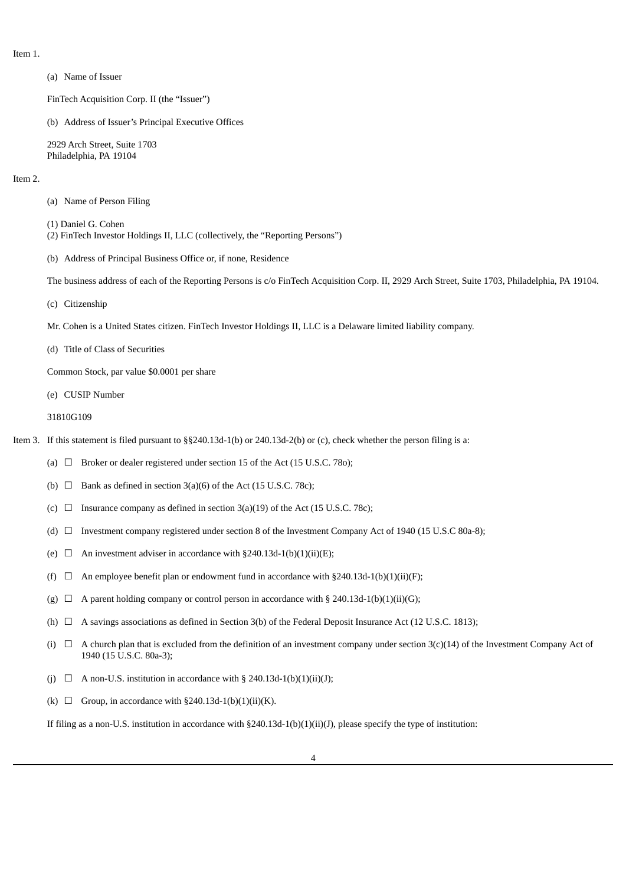Item 1.

(a) Name of Issuer

FinTech Acquisition Corp. II (the “Issuer”)

(b) Address of Issuer’s Principal Executive Offices

2929 Arch Street, Suite 1703
Philadelphia, PA 19104

Item 2.

(a) Name of Person Filing

(1) Daniel G. Cohen
(2) FinTech Investor Holdings II, LLC (collectively, the “Reporting Persons”)

(b) Address of Principal Business Office or, if none, Residence

The business address of each of the Reporting Persons is c/o FinTech Acquisition Corp. II, 2929 Arch Street, Suite 1703, Philadelphia, PA 19104.

(c) Citizenship

Mr. Cohen is a United States citizen. FinTech Investor Holdings II, LLC is a Delaware limited liability company.

(d) Title of Class of Securities

Common Stock, par value $0.0001 per share

(e) CUSIP Number

31810G109

Item 3. If this statement is filed pursuant to §§240.13d-1(b) or 240.13d-2(b) or (c), check whether the person filing is a:

(a) ☐ Broker or dealer registered under section 15 of the Act (15 U.S.C. 78o);

(b) ☐ Bank as defined in section 3(a)(6) of the Act (15 U.S.C. 78c);

(c) ☐ Insurance company as defined in section 3(a)(19) of the Act (15 U.S.C. 78c);

(d) ☐ Investment company registered under section 8 of the Investment Company Act of 1940 (15 U.S.C 80a-8);

(e) ☐ An investment adviser in accordance with §240.13d-1(b)(1)(ii)(E);

(f) ☐ An employee benefit plan or endowment fund in accordance with §240.13d-1(b)(1)(ii)(F);

(g) ☐ A parent holding company or control person in accordance with § 240.13d-1(b)(1)(ii)(G);

(h) ☐ A savings associations as defined in Section 3(b) of the Federal Deposit Insurance Act (12 U.S.C. 1813);

(i) ☐ A church plan that is excluded from the definition of an investment company under section 3(c)(14) of the Investment Company Act of 1940 (15 U.S.C. 80a-3);

(j) ☐ A non-U.S. institution in accordance with § 240.13d-1(b)(1)(ii)(J);

(k) ☐ Group, in accordance with §240.13d-1(b)(1)(ii)(K).

If filing as a non-U.S. institution in accordance with §240.13d-1(b)(1)(ii)(J), please specify the type of institution: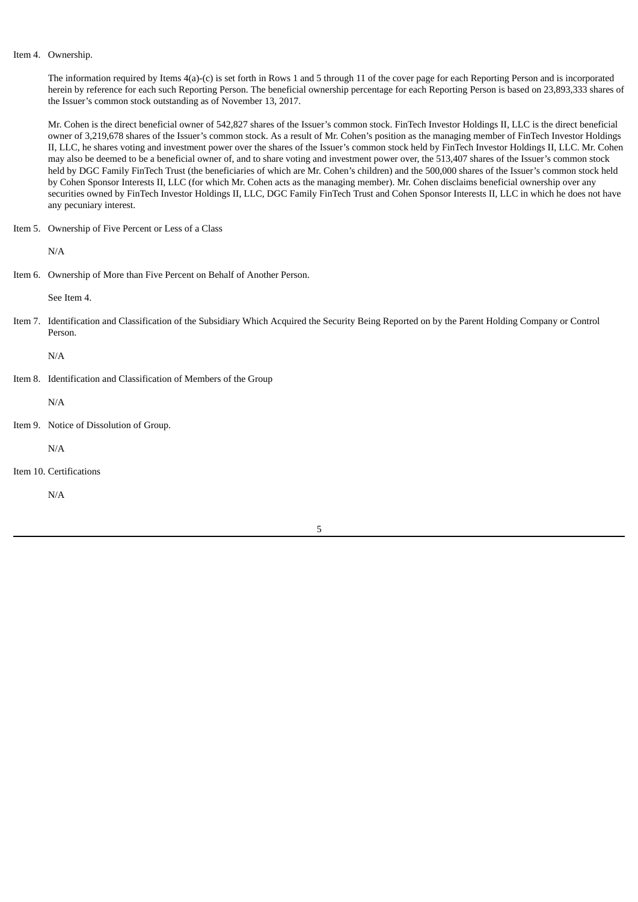Item 4. Ownership.

The information required by Items 4(a)-(c) is set forth in Rows 1 and 5 through 11 of the cover page for each Reporting Person and is incorporated herein by reference for each such Reporting Person. The beneficial ownership percentage for each Reporting Person is based on 23,893,333 shares of the Issuer's common stock outstanding as of November 13, 2017.

Mr. Cohen is the direct beneficial owner of 542,827 shares of the Issuer's common stock. FinTech Investor Holdings II, LLC is the direct beneficial owner of 3,219,678 shares of the Issuer's common stock. As a result of Mr. Cohen's position as the managing member of FinTech Investor Holdings II, LLC, he shares voting and investment power over the shares of the Issuer's common stock held by FinTech Investor Holdings II, LLC. Mr. Cohen may also be deemed to be a beneficial owner of, and to share voting and investment power over, the 513,407 shares of the Issuer's common stock held by DGC Family FinTech Trust (the beneficiaries of which are Mr. Cohen's children) and the 500,000 shares of the Issuer's common stock held by Cohen Sponsor Interests II, LLC (for which Mr. Cohen acts as the managing member). Mr. Cohen disclaims beneficial ownership over any securities owned by FinTech Investor Holdings II, LLC, DGC Family FinTech Trust and Cohen Sponsor Interests II, LLC in which he does not have any pecuniary interest.

Item 5. Ownership of Five Percent or Less of a Class

N/A

Item 6. Ownership of More than Five Percent on Behalf of Another Person.

See Item 4.

Item 7. Identification and Classification of the Subsidiary Which Acquired the Security Being Reported on by the Parent Holding Company or Control Person.

N/A

Item 8. Identification and Classification of Members of the Group

N/A

Item 9. Notice of Dissolution of Group.

N/A

Item 10. Certifications

N/A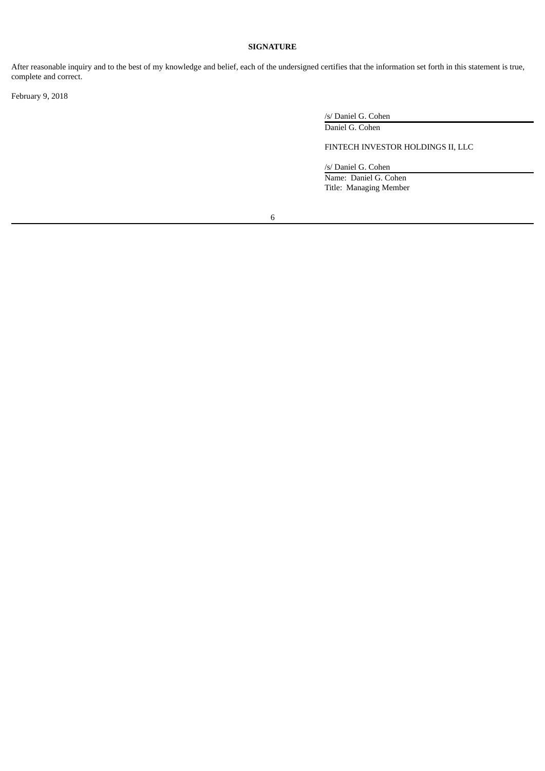**SIGNATURE**

After reasonable inquiry and to the best of my knowledge and belief, each of the undersigned certifies that the information set forth in this statement is true, complete and correct.

February 9, 2018

/s/ Daniel G. Cohen

Daniel G. Cohen

FINTECH INVESTOR HOLDINGS II, LLC

/s/ Daniel G. Cohen

Name: Daniel G. Cohen

Title: Managing Member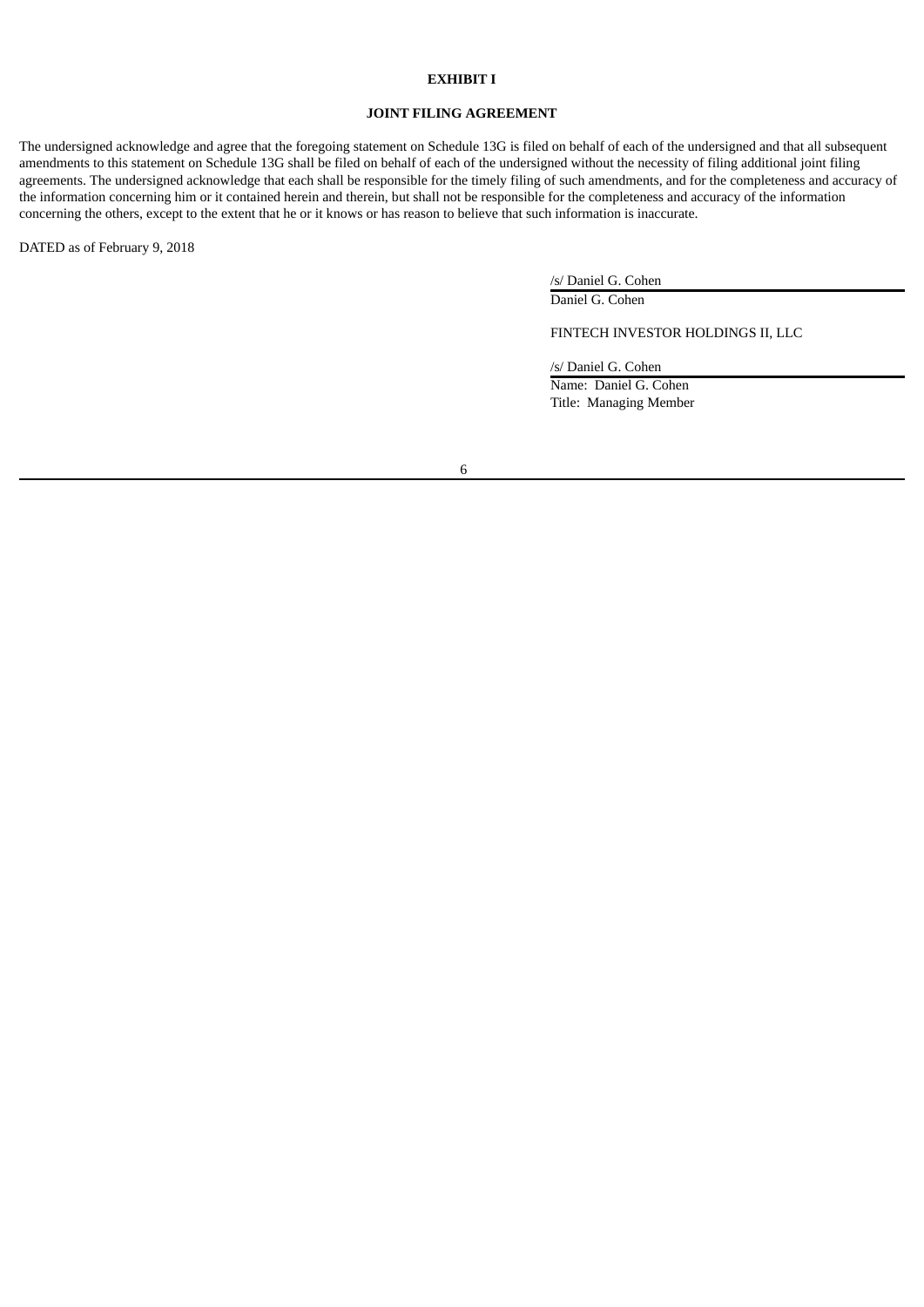**EXHIBIT I**

**JOINT FILING AGREEMENT**

The undersigned acknowledge and agree that the foregoing statement on Schedule 13G is filed on behalf of each of the undersigned and that all subsequent amendments to this statement on Schedule 13G shall be filed on behalf of each of the undersigned without the necessity of filing additional joint filing agreements. The undersigned acknowledge that each shall be responsible for the timely filing of such amendments, and for the completeness and accuracy of the information concerning him or it contained herein and therein, but shall not be responsible for the completeness and accuracy of the information concerning the others, except to the extent that he or it knows or has reason to believe that such information is inaccurate.

DATED as of February 9, 2018

/s/ Daniel G. Cohen
Daniel G. Cohen

FINTECH INVESTOR HOLDINGS II, LLC

/s/ Daniel G. Cohen
Name: Daniel G. Cohen
Title: Managing Member